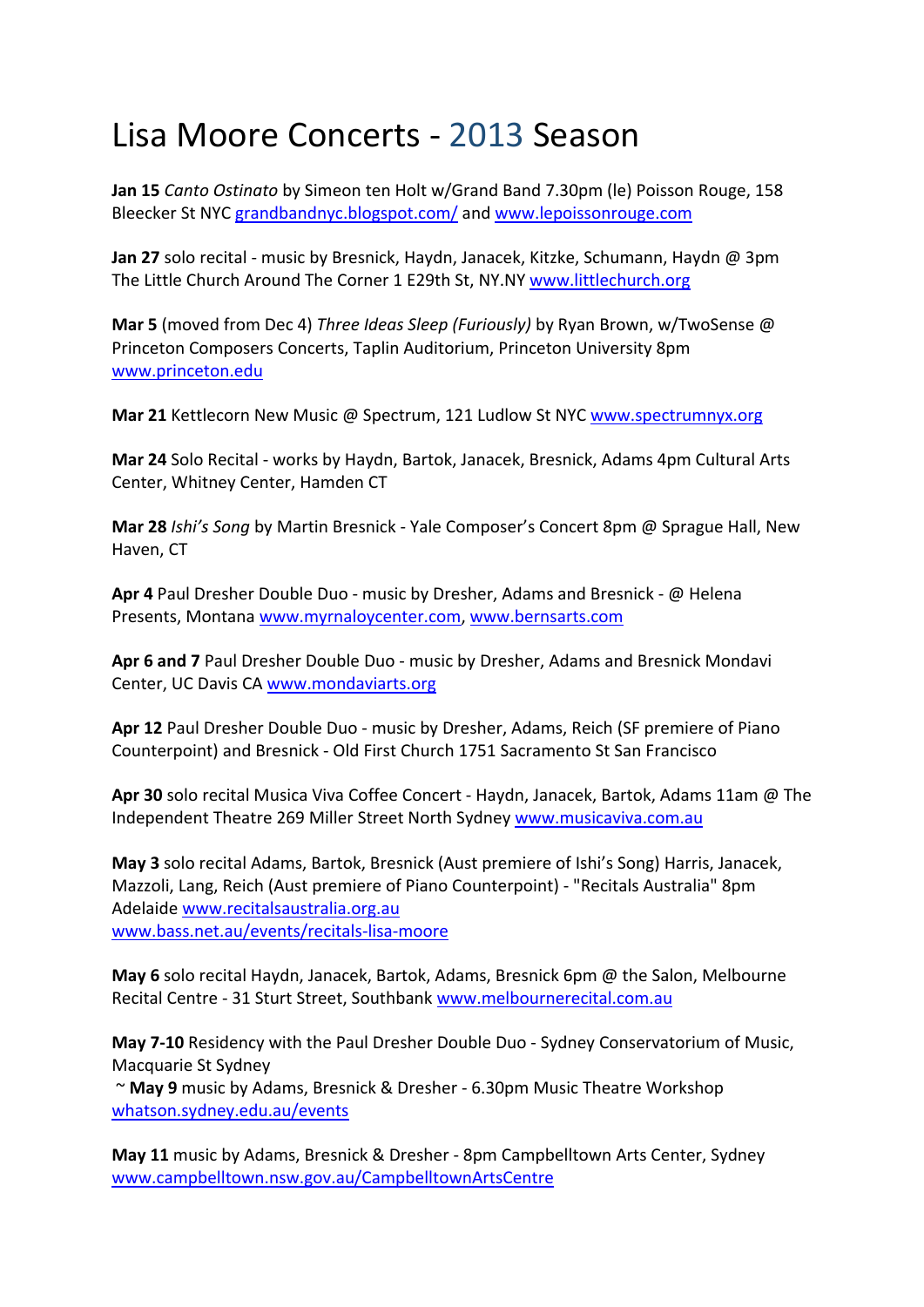# Lisa Moore Concerts - 2013 Season

**Jan 15** *Canto Ostinato* by Simeon ten Holt w/Grand Band 7.30pm (le) Poisson Rouge, 158 Bleecker St NYC grandbandnyc.blogspot.com/ and www.lepoissonrouge.com

**Jan 27** solo recital - music by Bresnick, Haydn, Janacek, Kitzke, Schumann, Haydn @ 3pm The Little Church Around The Corner 1 E29th St, NY.NY www.littlechurch.org

**Mar 5** (moved from Dec 4) *Three Ideas Sleep (Furiously)* by Ryan Brown, w/TwoSense @ Princeton Composers Concerts, Taplin Auditorium, Princeton University 8pm www.princeton.edu

**Mar 21** Kettlecorn New Music @ Spectrum, 121 Ludlow St NYC www.spectrumnyx.org

**Mar 24** Solo Recital - works by Haydn, Bartok, Janacek, Bresnick, Adams 4pm Cultural Arts Center, Whitney Center, Hamden CT

**Mar 28** *Ishi's Song* by Martin Bresnick - Yale Composer's Concert 8pm @ Sprague Hall, New Haven, CT

**Apr 4** Paul Dresher Double Duo - music by Dresher, Adams and Bresnick - @ Helena Presents, Montana www.myrnaloycenter.com, www.bernsarts.com

**Apr 6 and 7** Paul Dresher Double Duo - music by Dresher, Adams and Bresnick Mondavi Center, UC Davis CA www.mondaviarts.org

**Apr 12** Paul Dresher Double Duo - music by Dresher, Adams, Reich (SF premiere of Piano Counterpoint) and Bresnick - Old First Church 1751 Sacramento St San Francisco

**Apr 30** solo recital Musica Viva Coffee Concert - Haydn, Janacek, Bartok, Adams 11am @ The Independent Theatre 269 Miller Street North Sydney www.musicaviva.com.au

**May 3** solo recital Adams, Bartok, Bresnick (Aust premiere of Ishi's Song) Harris, Janacek, Mazzoli, Lang, Reich (Aust premiere of Piano Counterpoint) - "Recitals Australia" 8pm Adelaide www.recitalsaustralia.org.au
www.bass.net.au/events/recitals-lisa-moore

**May 6** solo recital Haydn, Janacek, Bartok, Adams, Bresnick 6pm @ the Salon, Melbourne Recital Centre - 31 Sturt Street, Southbank www.melbournerecital.com.au

**May 7-10** Residency with the Paul Dresher Double Duo - Sydney Conservatorium of Music, Macquarie St Sydney
~ **May 9** music by Adams, Bresnick & Dresher - 6.30pm Music Theatre Workshop whatson.sydney.edu.au/events

**May 11** music by Adams, Bresnick & Dresher - 8pm Campbelltown Arts Center, Sydney www.campbelltown.nsw.gov.au/CampbelltownArtsCentre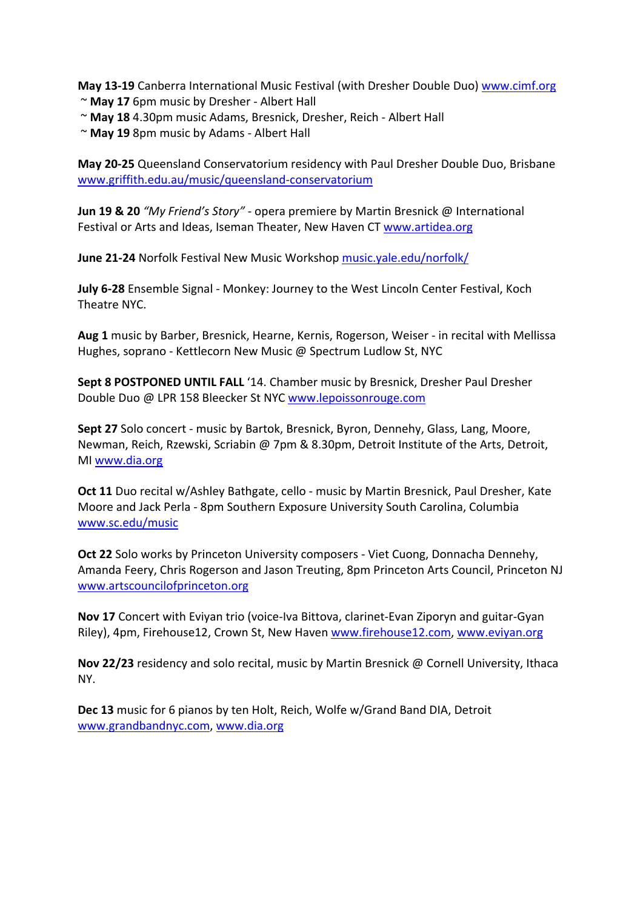**May 13-19** Canberra International Music Festival (with Dresher Double Duo) www.cimf.org
~ **May 17** 6pm music by Dresher - Albert Hall
~ **May 18** 4.30pm music Adams, Bresnick, Dresher, Reich - Albert Hall
~ **May 19** 8pm music by Adams - Albert Hall

**May 20-25** Queensland Conservatorium residency with Paul Dresher Double Duo, Brisbane www.griffith.edu.au/music/queensland-conservatorium

**Jun 19 & 20** *"My Friend's Story"* - opera premiere by Martin Bresnick @ International Festival or Arts and Ideas, Iseman Theater, New Haven CT www.artidea.org

**June 21-24** Norfolk Festival New Music Workshop music.yale.edu/norfolk/

**July 6-28** Ensemble Signal - Monkey: Journey to the West Lincoln Center Festival, Koch Theatre NYC.

**Aug 1** music by Barber, Bresnick, Hearne, Kernis, Rogerson, Weiser - in recital with Mellissa Hughes, soprano - Kettlecorn New Music @ Spectrum Ludlow St, NYC

**Sept 8 POSTPONED UNTIL FALL** '14. Chamber music by Bresnick, Dresher Paul Dresher Double Duo @ LPR 158 Bleecker St NYC www.lepoissonrouge.com

**Sept 27** Solo concert - music by Bartok, Bresnick, Byron, Dennehy, Glass, Lang, Moore, Newman, Reich, Rzewski, Scriabin @ 7pm & 8.30pm, Detroit Institute of the Arts, Detroit, MI www.dia.org

**Oct 11** Duo recital w/Ashley Bathgate, cello - music by Martin Bresnick, Paul Dresher, Kate Moore and Jack Perla - 8pm Southern Exposure University South Carolina, Columbia www.sc.edu/music

**Oct 22** Solo works by Princeton University composers - Viet Cuong, Donnacha Dennehy, Amanda Feery, Chris Rogerson and Jason Treuting, 8pm Princeton Arts Council, Princeton NJ www.artscouncilofprinceton.org

**Nov 17** Concert with Eviyan trio (voice-Iva Bittova, clarinet-Evan Ziporyn and guitar-Gyan Riley), 4pm, Firehouse12, Crown St, New Haven www.firehouse12.com, www.eviyan.org

**Nov 22/23** residency and solo recital, music by Martin Bresnick @ Cornell University, Ithaca NY.

**Dec 13** music for 6 pianos by ten Holt, Reich, Wolfe w/Grand Band DIA, Detroit www.grandbandnyc.com, www.dia.org